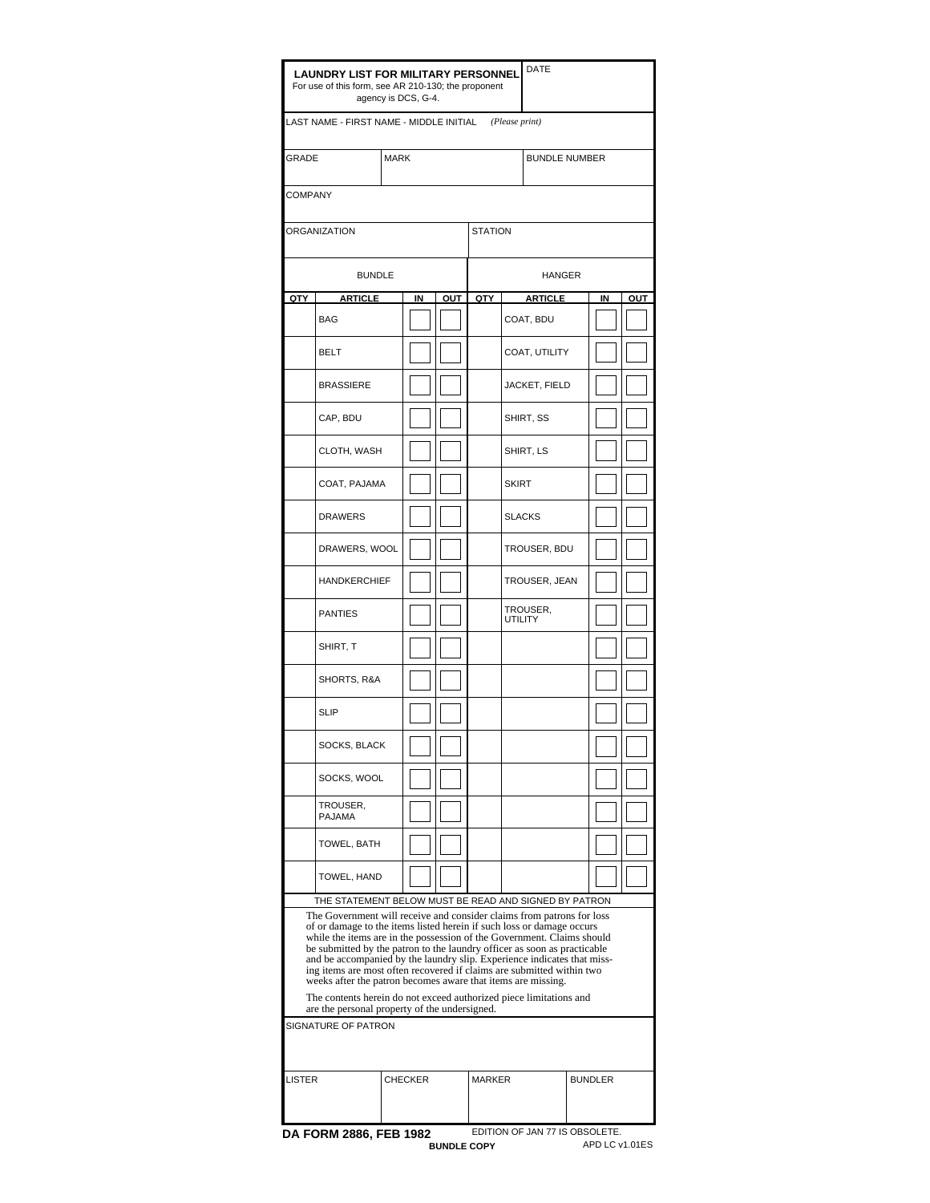| **LAUNDRY LIST FOR MILITARY PERSONNEL** For use of this form, see AR 210-130; the proponent agency is DCS, G-4. | | | | DATE |
|---|---|---|---|---|
| LAST NAME - FIRST NAME - MIDDLE INITIAL *(Please print)* | | | | |
| GRADE | MARK | | | BUNDLE NUMBER |
| COMPANY | | | | |
| ORGANIZATION | | | STATION | |

| BUNDLE | | | | HANGER | | | |
|---|---|---|---|---|---|---|---|
| **QTY** | **ARTICLE** | **IN** | **OUT** | **QTY** | **ARTICLE** | **IN** | **OUT** |
| | BAG | | | | COAT, BDU | | |
| | BELT | | | | COAT, UTILITY | | |
| | BRASSIERE | | | | JACKET, FIELD | | |
| | CAP, BDU | | | | SHIRT, SS | | |
| | CLOTH, WASH | | | | SHIRT, LS | | |
| | COAT, PAJAMA | | | | SKIRT | | |
| | DRAWERS | | | | SLACKS | | |
| | DRAWERS, WOOL | | | | TROUSER, BDU | | |
| | HANDKERCHIEF | | | | TROUSER, JEAN | | |
| | PANTIES | | | | TROUSER, UTILITY | | |
| | SHIRT, T | | | | | | |
| | SHORTS, R&A | | | | | | |
| | SLIP | | | | | | |
| | SOCKS, BLACK | | | | | | |
| | SOCKS, WOOL | | | | | | |
| | TROUSER, PAJAMA | | | | | | |
| | TOWEL, BATH | | | | | | |
| | TOWEL, HAND | | | | | | |

THE STATEMENT BELOW MUST BE READ AND SIGNED BY PATRON

The Government will receive and consider claims from patrons for loss of or damage to the items listed herein if such loss or damage occurs while the items are in the possession of the Government. Claims should be submitted by the patron to the laundry officer as soon as practicable and be accompanied by the laundry slip. Experience indicates that missing items are most often recovered if claims are submitted within two weeks after the patron becomes aware that items are missing.

The contents herein do not exceed authorized piece limitations and are the personal property of the undersigned.

| SIGNATURE OF PATRON | | | |
|---|---|---|---|
| LISTER | CHECKER | MARKER | BUNDLER |

**DA FORM 2886, FEB 1982** EDITION OF JAN 77 IS OBSOLETE.

**BUNDLE COPY**

APD LC v1.01ES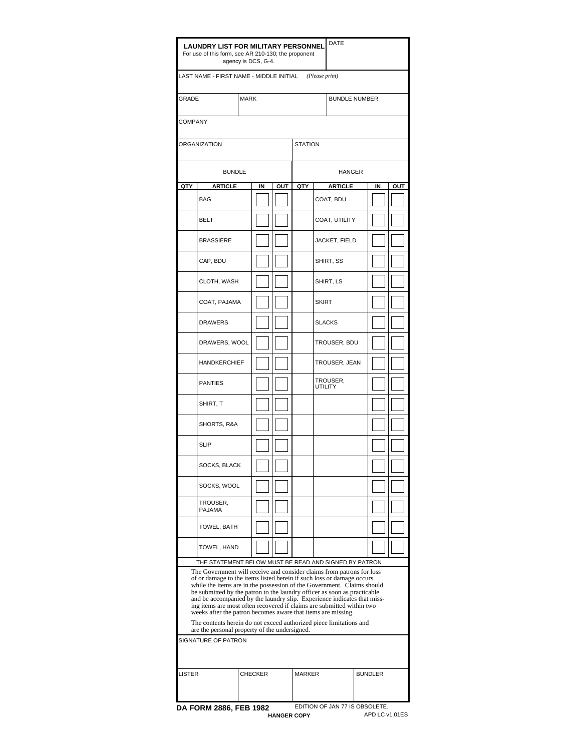## LAUNDRY LIST FOR MILITARY PERSONNEL

For use of this form, see AR 210-130; the proponent agency is DCS, G-4.

| DATE | |
|---|---|
| LAST NAME - FIRST NAME - MIDDLE INITIAL *(Please print)* | |
| GRADE | MARK | BUNDLE NUMBER |
| COMPANY | |
| ORGANIZATION | STATION |

| BUNDLE | | | | HANGER | | | |
|---|---|---|---|---|---|---|---|
| QTY | ARTICLE | IN | OUT | QTY | ARTICLE | IN | OUT |
| | BAG | | | | COAT, BDU | | |
| | BELT | | | | COAT, UTILITY | | |
| | BRASSIERE | | | | JACKET, FIELD | | |
| | CAP, BDU | | | | SHIRT, SS | | |
| | CLOTH, WASH | | | | SHIRT, LS | | |
| | COAT, PAJAMA | | | | SKIRT | | |
| | DRAWERS | | | | SLACKS | | |
| | DRAWERS, WOOL | | | | TROUSER, BDU | | |
| | HANDKERCHIEF | | | | TROUSER, JEAN | | |
| | PANTIES | | | | TROUSER, UTILITY | | |
| | SHIRT, T | | | | | | |
| | SHORTS, R&A | | | | | | |
| | SLIP | | | | | | |
| | SOCKS, BLACK | | | | | | |
| | SOCKS, WOOL | | | | | | |
| | TROUSER, PAJAMA | | | | | | |
| | TOWEL, BATH | | | | | | |
| | TOWEL, HAND | | | | | | |

THE STATEMENT BELOW MUST BE READ AND SIGNED BY PATRON

The Government will receive and consider claims from patrons for loss of or damage to the items listed herein if such loss or damage occurs while the items are in the possession of the Government. Claims should be submitted by the patron to the laundry officer as soon as practicable and be accompanied by the laundry slip. Experience indicates that missing items are most often recovered if claims are submitted within two weeks after the patron becomes aware that items are missing.

The contents herein do not exceed authorized piece limitations and are the personal property of the undersigned.

SIGNATURE OF PATRON

| LISTER | CHECKER | MARKER | BUNDLER |
|---|---|---|---|
| | | | |

**DA FORM 2886, FEB 1982** EDITION OF JAN 77 IS OBSOLETE.

**HANGER COPY** APD LC v1.01ES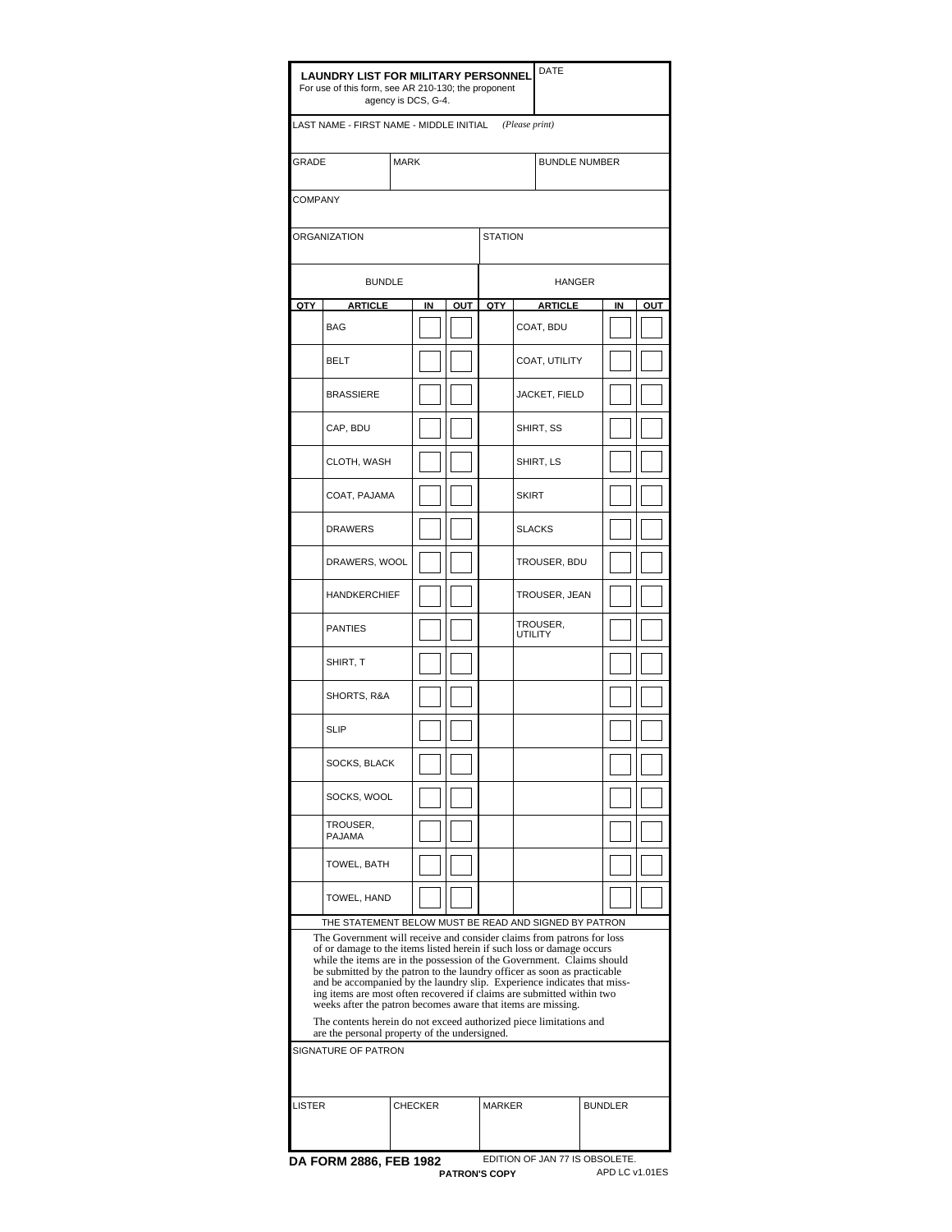**LAUNDRY LIST FOR MILITARY PERSONNEL**
For use of this form, see AR 210-130; the proponent agency is DCS, G-4.

DATE

LAST NAME - FIRST NAME - MIDDLE INITIAL *(Please print)*

| GRADE | MARK | BUNDLE NUMBER |
|---|---|---|
| | | |

COMPANY

| ORGANIZATION | STATION |
|---|---|
| | |

| BUNDLE | | | | HANGER | | | |
|---|---|---|---|---|---|---|---|
| QTY | ARTICLE | IN | OUT | QTY | ARTICLE | IN | OUT |
| | BAG | | | | COAT, BDU | | |
| | BELT | | | | COAT, UTILITY | | |
| | BRASSIERE | | | | JACKET, FIELD | | |
| | CAP, BDU | | | | SHIRT, SS | | |
| | CLOTH, WASH | | | | SHIRT, LS | | |
| | COAT, PAJAMA | | | | SKIRT | | |
| | DRAWERS | | | | SLACKS | | |
| | DRAWERS, WOOL | | | | TROUSER, BDU | | |
| | HANDKERCHIEF | | | | TROUSER, JEAN | | |
| | PANTIES | | | | TROUSER, UTILITY | | |
| | SHIRT, T | | | | | | |
| | SHORTS, R&A | | | | | | |
| | SLIP | | | | | | |
| | SOCKS, BLACK | | | | | | |
| | SOCKS, WOOL | | | | | | |
| | TROUSER, PAJAMA | | | | | | |
| | TOWEL, BATH | | | | | | |
| | TOWEL, HAND | | | | | | |

THE STATEMENT BELOW MUST BE READ AND SIGNED BY PATRON

The Government will receive and consider claims from patrons for loss of or damage to the items listed herein if such loss or damage occurs while the items are in the possession of the Government. Claims should be submitted by the patron to the laundry officer as soon as practicable and be accompanied by the laundry slip. Experience indicates that missing items are most often recovered if claims are submitted within two weeks after the patron becomes aware that items are missing.

The contents herein do not exceed authorized piece limitations and are the personal property of the undersigned.

SIGNATURE OF PATRON

| LISTER | CHECKER | MARKER | BUNDLER |
|---|---|---|---|
| | | | |

**DA FORM 2886, FEB 1982** EDITION OF JAN 77 IS OBSOLETE.

**PATRON'S COPY** APD LC v1.01ES